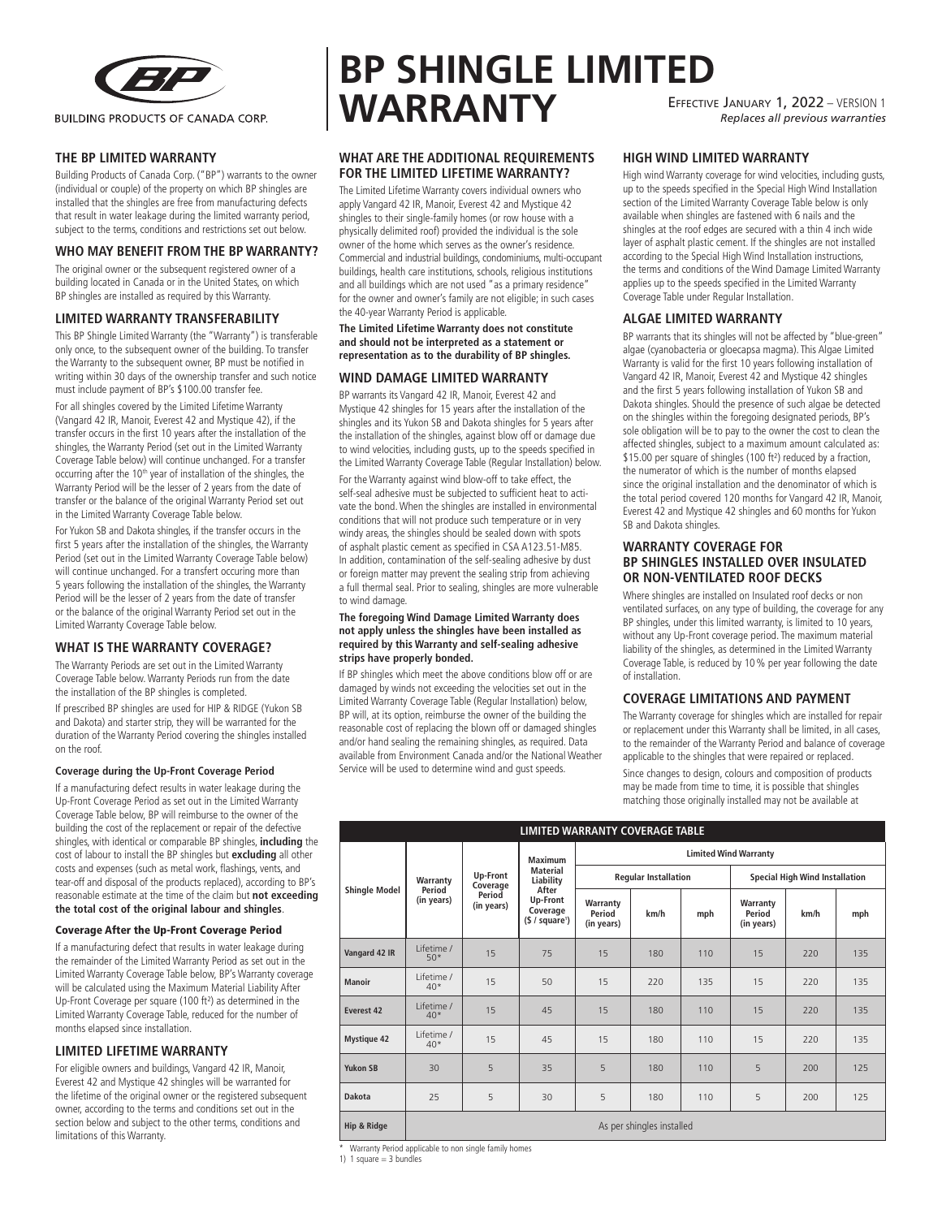BUILDING PRODUCTS OF CANADA CORP.

# BP SHINGLE LIMITED WARRANTY

EFFECTIVE JANUARY 1, 2022 – VERSION 1
*Replaces all previous warranties*

## THE BP LIMITED WARRANTY

Building Products of Canada Corp. ("BP") warrants to the owner (individual or couple) of the property on which BP shingles are installed that the shingles are free from manufacturing defects that result in water leakage during the limited warranty period, subject to the terms, conditions and restrictions set out below.

## WHO MAY BENEFIT FROM THE BP WARRANTY?

The original owner or the subsequent registered owner of a building located in Canada or in the United States, on which BP shingles are installed as required by this Warranty.

## LIMITED WARRANTY TRANSFERABILITY

This BP Shingle Limited Warranty (the "Warranty") is transferable only once, to the subsequent owner of the building. To transfer the Warranty to the subsequent owner, BP must be notified in writing within 30 days of the ownership transfer and such notice must include payment of BP's $100.00 transfer fee.

For all shingles covered by the Limited Lifetime Warranty (Vangard 42 IR, Manoir, Everest 42 and Mystique 42), if the transfer occurs in the first 10 years after the installation of the shingles, the Warranty Period (set out in the Limited Warranty Coverage Table below) will continue unchanged. For a transfer occurring after the 10th year of installation of the shingles, the Warranty Period will be the lesser of 2 years from the date of transfer or the balance of the original Warranty Period set out in the Limited Warranty Coverage Table below.

For Yukon SB and Dakota shingles, if the transfer occurs in the first 5 years after the installation of the shingles, the Warranty Period (set out in the Limited Warranty Coverage Table below) will continue unchanged. For a transfert occuring more than 5 years following the installation of the shingles, the Warranty Period will be the lesser of 2 years from the date of transfer or the balance of the original Warranty Period set out in the Limited Warranty Coverage Table below.

## WHAT IS THE WARRANTY COVERAGE?

The Warranty Periods are set out in the Limited Warranty Coverage Table below. Warranty Periods run from the date the installation of the BP shingles is completed.

If prescribed BP shingles are used for HIP & RIDGE (Yukon SB and Dakota) and starter strip, they will be warranted for the duration of the Warranty Period covering the shingles installed on the roof.

### Coverage during the Up-Front Coverage Period

If a manufacturing defect results in water leakage during the Up-Front Coverage Period as set out in the Limited Warranty Coverage Table below, BP will reimburse to the owner of the building the cost of the replacement or repair of the defective shingles, with identical or comparable BP shingles, **including** the cost of labour to install the BP shingles but **excluding** all other costs and expenses (such as metal work, flashings, vents, and tear-off and disposal of the products replaced), according to BP's reasonable estimate at the time of the claim but **not exceeding the total cost of the original labour and shingles**.

### Coverage After the Up-Front Coverage Period

If a manufacturing defect that results in water leakage during the remainder of the Limited Warranty Period as set out in the Limited Warranty Coverage Table below, BP's Warranty coverage will be calculated using the Maximum Material Liability After Up-Front Coverage per square (100 ft²) as determined in the Limited Warranty Coverage Table, reduced for the number of months elapsed since installation.

## LIMITED LIFETIME WARRANTY

For eligible owners and buildings, Vangard 42 IR, Manoir, Everest 42 and Mystique 42 shingles will be warranted for the lifetime of the original owner or the registered subsequent owner, according to the terms and conditions set out in the section below and subject to the other terms, conditions and limitations of this Warranty.

## WHAT ARE THE ADDITIONAL REQUIREMENTS FOR THE LIMITED LIFETIME WARRANTY?

The Limited Lifetime Warranty covers individual owners who apply Vangard 42 IR, Manoir, Everest 42 and Mystique 42 shingles to their single-family homes (or row house with a physically delimited roof) provided the individual is the sole owner of the home which serves as the owner's residence. Commercial and industrial buildings, condominiums, multi-occupant buildings, health care institutions, schools, religious institutions and all buildings which are not used "as a primary residence" for the owner and owner's family are not eligible; in such cases the 40-year Warranty Period is applicable.

**The Limited Lifetime Warranty does not constitute and should not be interpreted as a statement or representation as to the durability of BP shingles.**

## WIND DAMAGE LIMITED WARRANTY

BP warrants its Vangard 42 IR, Manoir, Everest 42 and Mystique 42 shingles for 15 years after the installation of the shingles and its Yukon SB and Dakota shingles for 5 years after the installation of the shingles, against blow off or damage due to wind velocities, including gusts, up to the speeds specified in the Limited Warranty Coverage Table (Regular Installation) below.

For the Warranty against wind blow-off to take effect, the self-seal adhesive must be subjected to sufficient heat to activate the bond. When the shingles are installed in environmental conditions that will not produce such temperature or in very windy areas, the shingles should be sealed down with spots of asphalt plastic cement as specified in CSA A123.51-M85. In addition, contamination of the self-sealing adhesive by dust or foreign matter may prevent the sealing strip from achieving a full thermal seal. Prior to sealing, shingles are more vulnerable to wind damage.

**The foregoing Wind Damage Limited Warranty does not apply unless the shingles have been installed as required by this Warranty and self-sealing adhesive strips have properly bonded.**

If BP shingles which meet the above conditions blow off or are damaged by winds not exceeding the velocities set out in the Limited Warranty Coverage Table (Regular Installation) below, BP will, at its option, reimburse the owner of the building the reasonable cost of replacing the blown off or damaged shingles and/or hand sealing the remaining shingles, as required. Data available from Environment Canada and/or the National Weather Service will be used to determine wind and gust speeds.

## HIGH WIND LIMITED WARRANTY

High wind Warranty coverage for wind velocities, including gusts, up to the speeds specified in the Special High Wind Installation section of the Limited Warranty Coverage Table below is only available when shingles are fastened with 6 nails and the shingles at the roof edges are secured with a thin 4 inch wide layer of asphalt plastic cement. If the shingles are not installed according to the Special High Wind Installation instructions, the terms and conditions of the Wind Damage Limited Warranty applies up to the speeds specified in the Limited Warranty Coverage Table under Regular Installation.

## ALGAE LIMITED WARRANTY

BP warrants that its shingles will not be affected by "blue-green" algae (cyanobacteria or gloecapsa magma). This Algae Limited Warranty is valid for the first 10 years following installation of Vangard 42 IR, Manoir, Everest 42 and Mystique 42 shingles and the first 5 years following installation of Yukon SB and Dakota shingles. Should the presence of such algae be detected on the shingles within the foregoing designated periods, BP's sole obligation will be to pay to the owner the cost to clean the affected shingles, subject to a maximum amount calculated as: $15.00 per square of shingles (100 ft²) reduced by a fraction, the numerator of which is the number of months elapsed since the original installation and the denominator of which is the total period covered 120 months for Vangard 42 IR, Manoir, Everest 42 and Mystique 42 shingles and 60 months for Yukon SB and Dakota shingles.

## WARRANTY COVERAGE FOR BP SHINGLES INSTALLED OVER INSULATED OR NON-VENTILATED ROOF DECKS

Where shingles are installed on Insulated roof decks or non ventilated surfaces, on any type of building, the coverage for any BP shingles, under this limited warranty, is limited to 10 years, without any Up-Front coverage period. The maximum material liability of the shingles, as determined in the Limited Warranty Coverage Table, is reduced by 10 % per year following the date of installation.

## COVERAGE LIMITATIONS AND PAYMENT

The Warranty coverage for shingles which are installed for repair or replacement under this Warranty shall be limited, in all cases, to the remainder of the Warranty Period and balance of coverage applicable to the shingles that were repaired or replaced.

Since changes to design, colours and composition of products may be made from time to time, it is possible that shingles matching those originally installed may not be available at

**LIMITED WARRANTY COVERAGE TABLE**

| Shingle Model | Warranty Period (in years) | Up-Front Coverage Period (in years) | Maximum Material Liability After Up-Front Coverage ($ / square[1]) | Limited Wind Warranty | | | | | |
|---|---|---|---|---|---|---|---|---|---|
| | | | | Regular Installation | | | Special High Wind Installation | | |
| | | | | Warranty Period (in years) | km/h | mph | Warranty Period (in years) | km/h | mph |
| Vangard 42 IR | Lifetime / 50* | 15 | 75 | 15 | 180 | 110 | 15 | 220 | 135 |
| Manoir | Lifetime / 40* | 15 | 50 | 15 | 220 | 135 | 15 | 220 | 135 |
| Everest 42 | Lifetime / 40* | 15 | 45 | 15 | 180 | 110 | 15 | 220 | 135 |
| Mystique 42 | Lifetime / 40* | 15 | 45 | 15 | 180 | 110 | 15 | 220 | 135 |
| Yukon SB | 30 | 5 | 35 | 5 | 180 | 110 | 5 | 200 | 125 |
| Dakota | 25 | 5 | 30 | 5 | 180 | 110 | 5 | 200 | 125 |
| Hip & Ridge | As per shingles installed | | | | | | | | |

\* Warranty Period applicable to non single family homes

1) 1 square = 3 bundles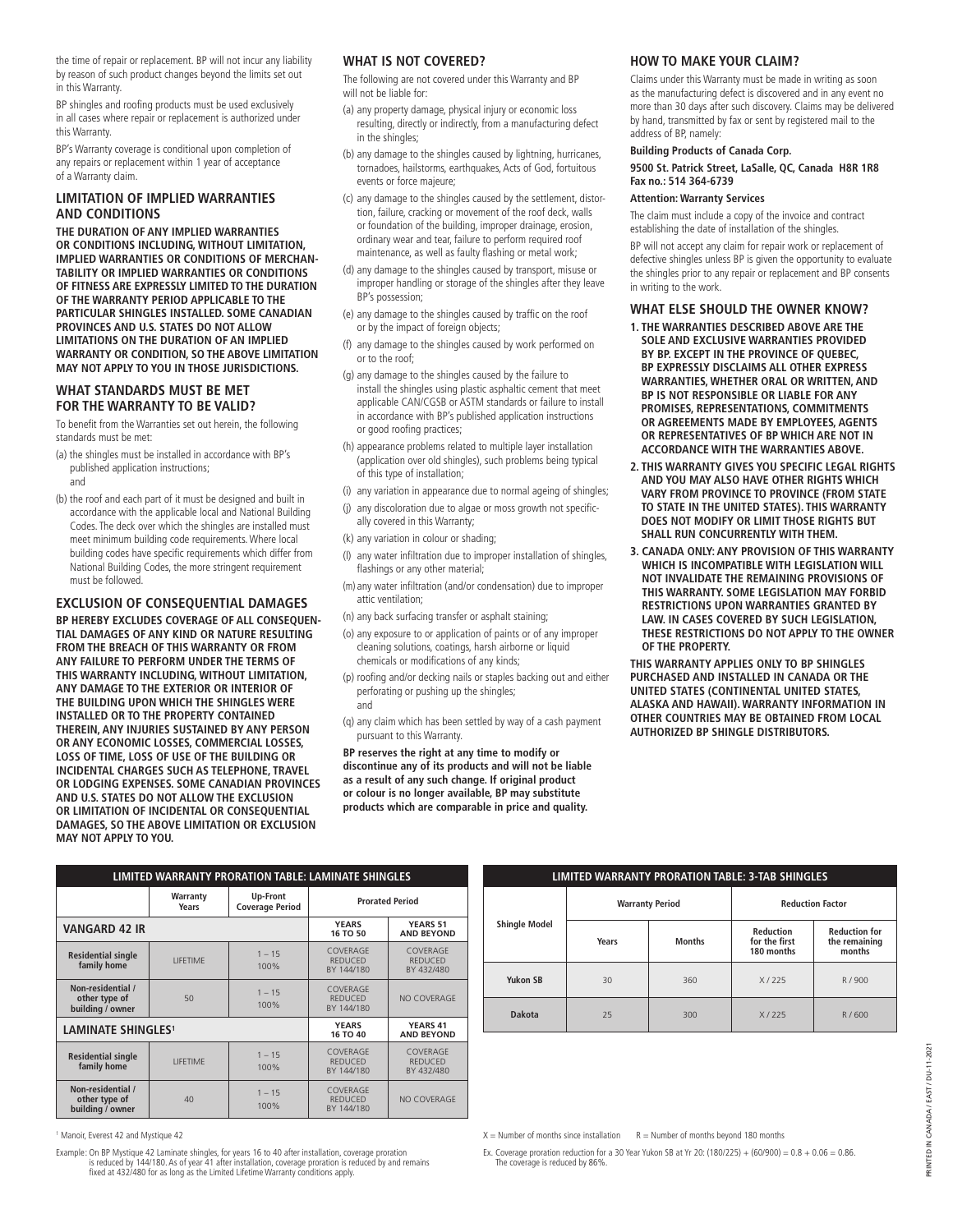the time of repair or replacement. BP will not incur any liability by reason of such product changes beyond the limits set out in this Warranty.

BP shingles and roofing products must be used exclusively in all cases where repair or replacement is authorized under this Warranty.

BP's Warranty coverage is conditional upon completion of any repairs or replacement within 1 year of acceptance of a Warranty claim.

## LIMITATION OF IMPLIED WARRANTIES AND CONDITIONS

**THE DURATION OF ANY IMPLIED WARRANTIES OR CONDITIONS INCLUDING, WITHOUT LIMITATION, IMPLIED WARRANTIES OR CONDITIONS OF MERCHANTABILITY OR IMPLIED WARRANTIES OR CONDITIONS OF FITNESS ARE EXPRESSLY LIMITED TO THE DURATION OF THE WARRANTY PERIOD APPLICABLE TO THE PARTICULAR SHINGLES INSTALLED. SOME CANADIAN PROVINCES AND U.S. STATES DO NOT ALLOW LIMITATIONS ON THE DURATION OF AN IMPLIED WARRANTY OR CONDITION, SO THE ABOVE LIMITATION MAY NOT APPLY TO YOU IN THOSE JURISDICTIONS.**

## WHAT STANDARDS MUST BE MET FOR THE WARRANTY TO BE VALID?

To benefit from the Warranties set out herein, the following standards must be met:

(a) the shingles must be installed in accordance with BP's published application instructions;
and

(b) the roof and each part of it must be designed and built in accordance with the applicable local and National Building Codes. The deck over which the shingles are installed must meet minimum building code requirements. Where local building codes have specific requirements which differ from National Building Codes, the more stringent requirement must be followed.

## EXCLUSION OF CONSEQUENTIAL DAMAGES

**BP HEREBY EXCLUDES COVERAGE OF ALL CONSEQUENTIAL DAMAGES OF ANY KIND OR NATURE RESULTING FROM THE BREACH OF THIS WARRANTY OR FROM ANY FAILURE TO PERFORM UNDER THE TERMS OF THIS WARRANTY INCLUDING, WITHOUT LIMITATION, ANY DAMAGE TO THE EXTERIOR OR INTERIOR OF THE BUILDING UPON WHICH THE SHINGLES WERE INSTALLED OR TO THE PROPERTY CONTAINED THEREIN, ANY INJURIES SUSTAINED BY ANY PERSON OR ANY ECONOMIC LOSSES, COMMERCIAL LOSSES, LOSS OF TIME, LOSS OF USE OF THE BUILDING OR INCIDENTAL CHARGES SUCH AS TELEPHONE, TRAVEL OR LODGING EXPENSES. SOME CANADIAN PROVINCES AND U.S. STATES DO NOT ALLOW THE EXCLUSION OR LIMITATION OF INCIDENTAL OR CONSEQUENTIAL DAMAGES, SO THE ABOVE LIMITATION OR EXCLUSION MAY NOT APPLY TO YOU.**

## WHAT IS NOT COVERED?

The following are not covered under this Warranty and BP will not be liable for:

(a) any property damage, physical injury or economic loss resulting, directly or indirectly, from a manufacturing defect in the shingles;

(b) any damage to the shingles caused by lightning, hurricanes, tornadoes, hailstorms, earthquakes, Acts of God, fortuitous events or force majeure;

(c) any damage to the shingles caused by the settlement, distortion, failure, cracking or movement of the roof deck, walls or foundation of the building, improper drainage, erosion, ordinary wear and tear, failure to perform required roof maintenance, as well as faulty flashing or metal work;

(d) any damage to the shingles caused by transport, misuse or improper handling or storage of the shingles after they leave BP's possession;

(e) any damage to the shingles caused by traffic on the roof or by the impact of foreign objects;

(f) any damage to the shingles caused by work performed on or to the roof;

(g) any damage to the shingles caused by the failure to install the shingles using plastic asphaltic cement that meet applicable CAN/CGSB or ASTM standards or failure to install in accordance with BP's published application instructions or good roofing practices;

(h) appearance problems related to multiple layer installation (application over old shingles), such problems being typical of this type of installation;

(i) any variation in appearance due to normal ageing of shingles;

(j) any discoloration due to algae or moss growth not specifically covered in this Warranty;

(k) any variation in colour or shading;

(l) any water infiltration due to improper installation of shingles, flashings or any other material;

(m) any water infiltration (and/or condensation) due to improper attic ventilation;

(n) any back surfacing transfer or asphalt staining;

(o) any exposure to or application of paints or of any improper cleaning solutions, coatings, harsh airborne or liquid chemicals or modifications of any kinds;

(p) roofing and/or decking nails or staples backing out and either perforating or pushing up the shingles;
and

(q) any claim which has been settled by way of a cash payment pursuant to this Warranty.

**BP reserves the right at any time to modify or discontinue any of its products and will not be liable as a result of any such change. If original product or colour is no longer available, BP may substitute products which are comparable in price and quality.**

## HOW TO MAKE YOUR CLAIM?

Claims under this Warranty must be made in writing as soon as the manufacturing defect is discovered and in any event no more than 30 days after such discovery. Claims may be delivered by hand, transmitted by fax or sent by registered mail to the address of BP, namely:

**Building Products of Canada Corp.**

**9500 St. Patrick Street, LaSalle, QC, Canada H8R 1R8**
**Fax no.: 514 364-6739**

**Attention: Warranty Services**

The claim must include a copy of the invoice and contract establishing the date of installation of the shingles.

BP will not accept any claim for repair work or replacement of defective shingles unless BP is given the opportunity to evaluate the shingles prior to any repair or replacement and BP consents in writing to the work.

## WHAT ELSE SHOULD THE OWNER KNOW?

1. **THE WARRANTIES DESCRIBED ABOVE ARE THE SOLE AND EXCLUSIVE WARRANTIES PROVIDED BY BP. EXCEPT IN THE PROVINCE OF QUEBEC, BP EXPRESSLY DISCLAIMS ALL OTHER EXPRESS WARRANTIES, WHETHER ORAL OR WRITTEN, AND BP IS NOT RESPONSIBLE OR LIABLE FOR ANY PROMISES, REPRESENTATIONS, COMMITMENTS OR AGREEMENTS MADE BY EMPLOYEES, AGENTS OR REPRESENTATIVES OF BP WHICH ARE NOT IN ACCORDANCE WITH THE WARRANTIES ABOVE.**
2. **THIS WARRANTY GIVES YOU SPECIFIC LEGAL RIGHTS AND YOU MAY ALSO HAVE OTHER RIGHTS WHICH VARY FROM PROVINCE TO PROVINCE (FROM STATE TO STATE IN THE UNITED STATES). THIS WARRANTY DOES NOT MODIFY OR LIMIT THOSE RIGHTS BUT SHALL RUN CONCURRENTLY WITH THEM.**
3. **CANADA ONLY: ANY PROVISION OF THIS WARRANTY WHICH IS INCOMPATIBLE WITH LEGISLATION WILL NOT INVALIDATE THE REMAINING PROVISIONS OF THIS WARRANTY. SOME LEGISLATION MAY FORBID RESTRICTIONS UPON WARRANTIES GRANTED BY LAW. IN CASES COVERED BY SUCH LEGISLATION, THESE RESTRICTIONS DO NOT APPLY TO THE OWNER OF THE PROPERTY.**

**THIS WARRANTY APPLIES ONLY TO BP SHINGLES PURCHASED AND INSTALLED IN CANADA OR THE UNITED STATES (CONTINENTAL UNITED STATES, ALASKA AND HAWAII). WARRANTY INFORMATION IN OTHER COUNTRIES MAY BE OBTAINED FROM LOCAL AUTHORIZED BP SHINGLE DISTRIBUTORS.**

**LIMITED WARRANTY PRORATION TABLE: LAMINATE SHINGLES**

| | Warranty Years | Up-Front Coverage Period | Prorated Period | |
|---|---|---|---|---|
| **VANGARD 42 IR** | | | YEARS 16 TO 50 | YEARS 51 AND BEYOND |
| Residential single family home | LIFETIME | 1 – 15 100% | COVERAGE REDUCED BY 144/180 | COVERAGE REDUCED BY 432/480 |
| Non-residential / other type of building / owner | 50 | 1 – 15 100% | COVERAGE REDUCED BY 144/180 | NO COVERAGE |
| **LAMINATE SHINGLES[1]** | | | YEARS 16 TO 40 | YEARS 41 AND BEYOND |
| Residential single family home | LIFETIME | 1 – 15 100% | COVERAGE REDUCED BY 144/180 | COVERAGE REDUCED BY 432/480 |
| Non-residential / other type of building / owner | 40 | 1 – 15 100% | COVERAGE REDUCED BY 144/180 | NO COVERAGE |

[1] Manoir, Everest 42 and Mystique 42

Example: On BP Mystique 42 Laminate shingles, for years 16 to 40 after installation, coverage proration is reduced by 144/180. As of year 41 after installation, coverage proration is reduced by and remains fixed at 432/480 for as long as the Limited Lifetime Warranty conditions apply.

**LIMITED WARRANTY PRORATION TABLE: 3-TAB SHINGLES**

| Shingle Model | Warranty Period | | Reduction Factor | |
|---|---|---|---|---|
| | Years | Months | Reduction for the first 180 months | Reduction for the remaining months |
| **Yukon SB** | 30 | 360 | X / 225 | R / 900 |
| **Dakota** | 25 | 300 | X / 225 | R / 600 |

X = Number of months since installation R = Number of months beyond 180 months

Ex. Coverage proration reduction for a 30 Year Yukon SB at Yr 20: (180/225) + (60/900) = 0.8 + 0.06 = 0.86. The coverage is reduced by 86%.